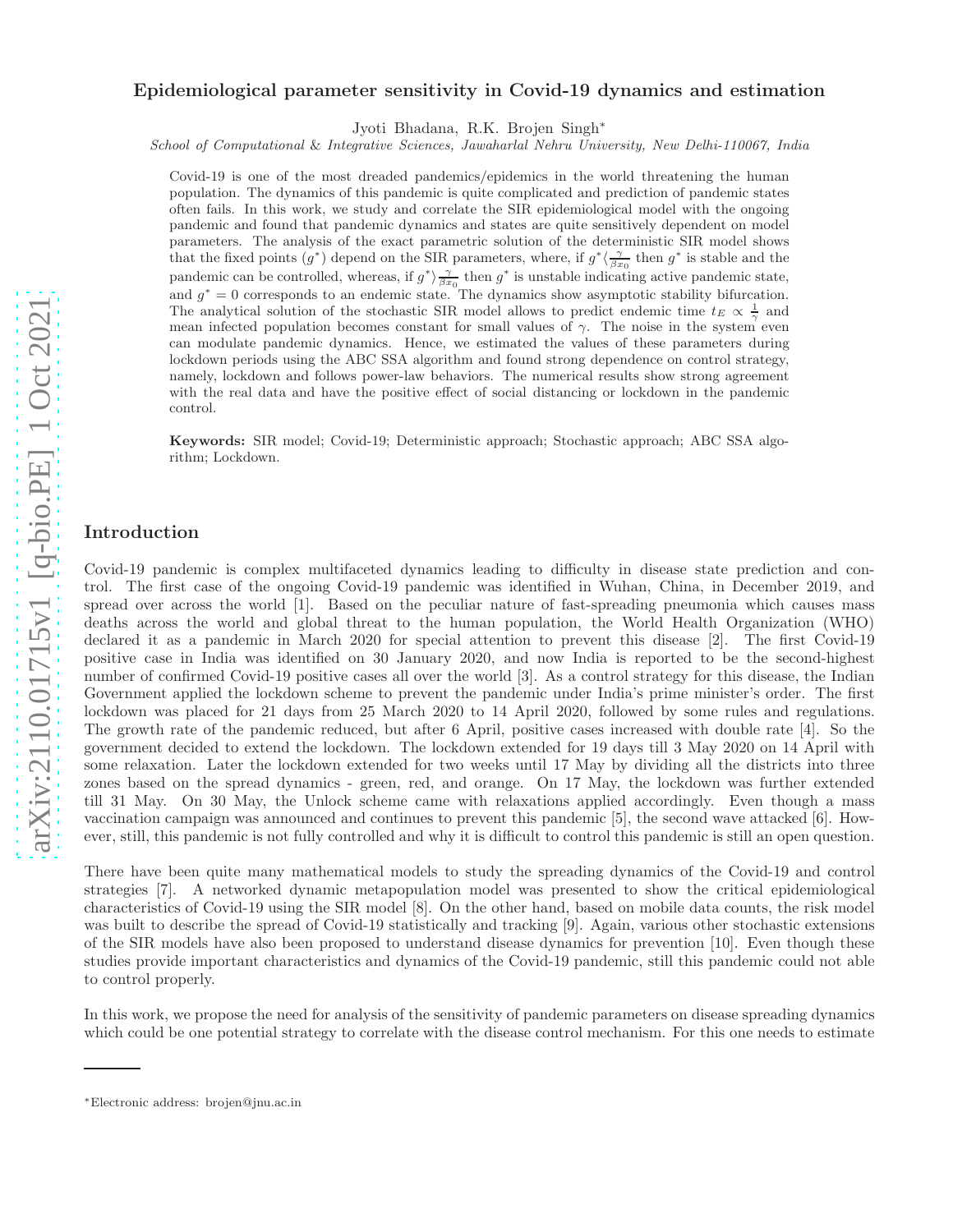# Epidemiological parameter sensitivity in Covid-19 dynamics and estimation

Jyoti Bhadana, R.K. Brojen Singh*

*School of Computational & Integrative Sciences, Jawaharlal Nehru University, New Delhi-110067, India*

Covid-19 is one of the most dreaded pandemics/epidemics in the world threatening the human population. The dynamics of this pandemic is quite complicated and prediction of pandemic states often fails. In this work, we study and correlate the SIR epidemiological model with the ongoing pandemic and found that pandemic dynamics and states are quite sensitively dependent on model parameters. The analysis of the exact parametric solution of the deterministic SIR model shows that the fixed points ($g^*$) depend on the SIR parameters, where, if $g^*\langle\frac{\gamma}{\beta x_0}$ then $g^*$ is stable and the pandemic can be controlled, whereas, if $g^*\rangle\frac{\gamma}{\beta x_0}$ then $g^*$ is unstable indicating active pandemic state, and $g^* = 0$ corresponds to an endemic state. The dynamics show asymptotic stability bifurcation. The analytical solution of the stochastic SIR model allows to predict endemic time $t_E \propto \frac{1}{\gamma}$ and mean infected population becomes constant for small values of $\gamma$. The noise in the system even can modulate pandemic dynamics. Hence, we estimated the values of these parameters during lockdown periods using the ABC SSA algorithm and found strong dependence on control strategy, namely, lockdown and follows power-law behaviors. The numerical results show strong agreement with the real data and have the positive effect of social distancing or lockdown in the pandemic control.

**Keywords:** SIR model; Covid-19; Deterministic approach; Stochastic approach; ABC SSA algorithm; Lockdown.

## Introduction

Covid-19 pandemic is complex multifaceted dynamics leading to difficulty in disease state prediction and control. The first case of the ongoing Covid-19 pandemic was identified in Wuhan, China, in December 2019, and spread over across the world [1]. Based on the peculiar nature of fast-spreading pneumonia which causes mass deaths across the world and global threat to the human population, the World Health Organization (WHO) declared it as a pandemic in March 2020 for special attention to prevent this disease [2]. The first Covid-19 positive case in India was identified on 30 January 2020, and now India is reported to be the second-highest number of confirmed Covid-19 positive cases all over the world [3]. As a control strategy for this disease, the Indian Government applied the lockdown scheme to prevent the pandemic under India's prime minister's order. The first lockdown was placed for 21 days from 25 March 2020 to 14 April 2020, followed by some rules and regulations. The growth rate of the pandemic reduced, but after 6 April, positive cases increased with double rate [4]. So the government decided to extend the lockdown. The lockdown extended for 19 days till 3 May 2020 on 14 April with some relaxation. Later the lockdown extended for two weeks until 17 May by dividing all the districts into three zones based on the spread dynamics - green, red, and orange. On 17 May, the lockdown was further extended till 31 May. On 30 May, the Unlock scheme came with relaxations applied accordingly. Even though a mass vaccination campaign was announced and continues to prevent this pandemic [5], the second wave attacked [6]. However, still, this pandemic is not fully controlled and why it is difficult to control this pandemic is still an open question.

There have been quite many mathematical models to study the spreading dynamics of the Covid-19 and control strategies [7]. A networked dynamic metapopulation model was presented to show the critical epidemiological characteristics of Covid-19 using the SIR model [8]. On the other hand, based on mobile data counts, the risk model was built to describe the spread of Covid-19 statistically and tracking [9]. Again, various other stochastic extensions of the SIR models have also been proposed to understand disease dynamics for prevention [10]. Even though these studies provide important characteristics and dynamics of the Covid-19 pandemic, still this pandemic could not able to control properly.

In this work, we propose the need for analysis of the sensitivity of pandemic parameters on disease spreading dynamics which could be one potential strategy to correlate with the disease control mechanism. For this one needs to estimate

*Electronic address: brojen@jnu.ac.in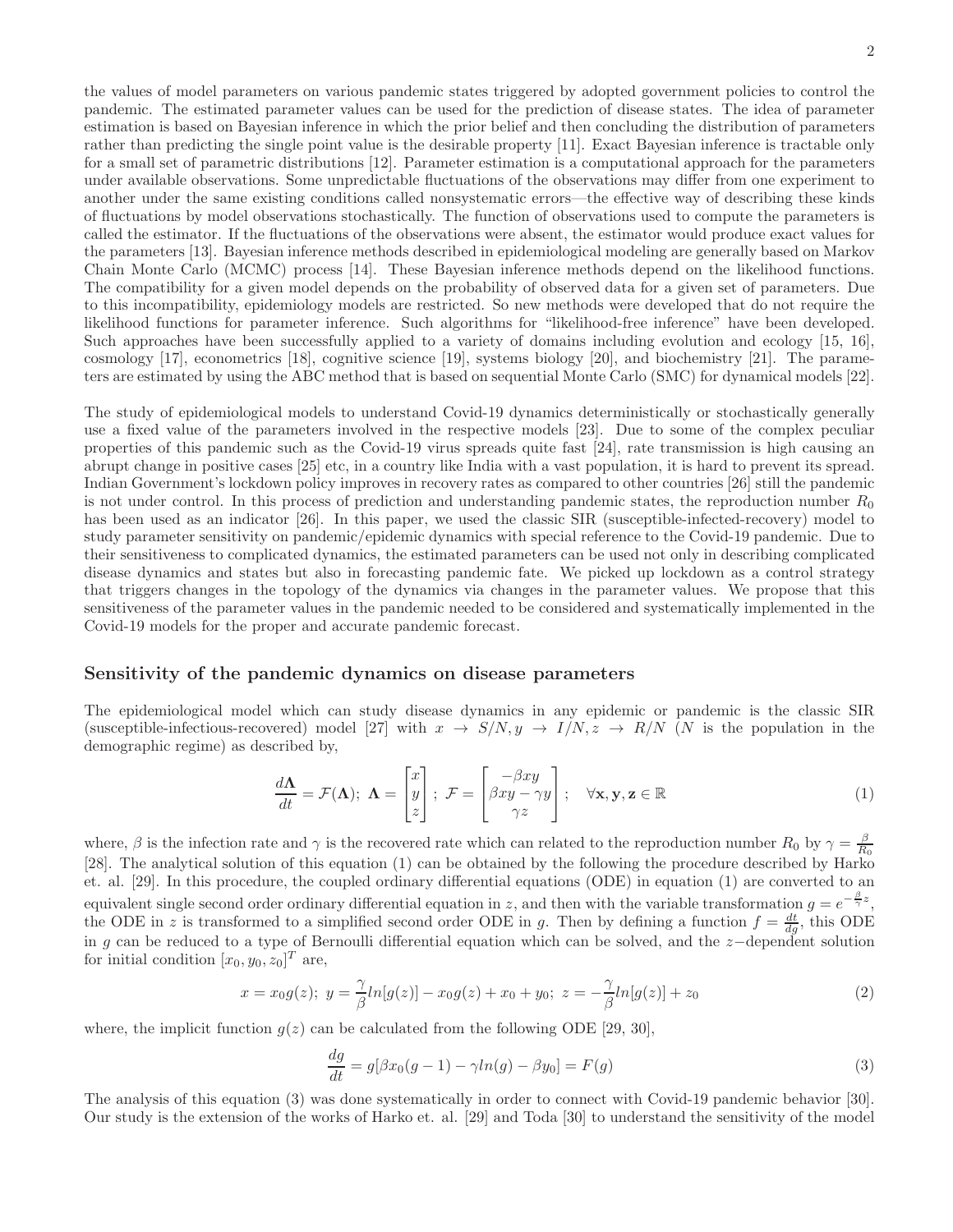the values of model parameters on various pandemic states triggered by adopted government policies to control the pandemic. The estimated parameter values can be used for the prediction of disease states. The idea of parameter estimation is based on Bayesian inference in which the prior belief and then concluding the distribution of parameters rather than predicting the single point value is the desirable property [11]. Exact Bayesian inference is tractable only for a small set of parametric distributions [12]. Parameter estimation is a computational approach for the parameters under available observations. Some unpredictable fluctuations of the observations may differ from one experiment to another under the same existing conditions called nonsystematic errors—the effective way of describing these kinds of fluctuations by model observations stochastically. The function of observations used to compute the parameters is called the estimator. If the fluctuations of the observations were absent, the estimator would produce exact values for the parameters [13]. Bayesian inference methods described in epidemiological modeling are generally based on Markov Chain Monte Carlo (MCMC) process [14]. These Bayesian inference methods depend on the likelihood functions. The compatibility for a given model depends on the probability of observed data for a given set of parameters. Due to this incompatibility, epidemiology models are restricted. So new methods were developed that do not require the likelihood functions for parameter inference. Such algorithms for "likelihood-free inference" have been developed. Such approaches have been successfully applied to a variety of domains including evolution and ecology [15, 16], cosmology [17], econometrics [18], cognitive science [19], systems biology [20], and biochemistry [21]. The parameters are estimated by using the ABC method that is based on sequential Monte Carlo (SMC) for dynamical models [22].

The study of epidemiological models to understand Covid-19 dynamics deterministically or stochastically generally use a fixed value of the parameters involved in the respective models [23]. Due to some of the complex peculiar properties of this pandemic such as the Covid-19 virus spreads quite fast [24], rate transmission is high causing an abrupt change in positive cases [25] etc, in a country like India with a vast population, it is hard to prevent its spread. Indian Government's lockdown policy improves in recovery rates as compared to other countries [26] still the pandemic is not under control. In this process of prediction and understanding pandemic states, the reproduction number $R_0$ has been used as an indicator [26]. In this paper, we used the classic SIR (susceptible-infected-recovery) model to study parameter sensitivity on pandemic/epidemic dynamics with special reference to the Covid-19 pandemic. Due to their sensitiveness to complicated dynamics, the estimated parameters can be used not only in describing complicated disease dynamics and states but also in forecasting pandemic fate. We picked up lockdown as a control strategy that triggers changes in the topology of the dynamics via changes in the parameter values. We propose that this sensitiveness of the parameter values in the pandemic needed to be considered and systematically implemented in the Covid-19 models for the proper and accurate pandemic forecast.

## Sensitivity of the pandemic dynamics on disease parameters

The epidemiological model which can study disease dynamics in any epidemic or pandemic is the classic SIR (susceptible-infectious-recovered) model [27] with $x \rightarrow S/N, y \rightarrow I/N, z \rightarrow R/N$ ($N$ is the population in the demographic regime) as described by,

$$\frac{d\mathbf{\Lambda}}{dt} = \mathcal{F}(\mathbf{\Lambda});\ \mathbf{\Lambda} = \begin{bmatrix} x \\ y \\ z \end{bmatrix};\ \mathcal{F} = \begin{bmatrix} -\beta xy \\ \beta xy - \gamma y \\ \gamma z \end{bmatrix}; \quad \forall \mathbf{x}, \mathbf{y}, \mathbf{z} \in \mathbb{R} \tag{1}$$

where, $\beta$ is the infection rate and $\gamma$ is the recovered rate which can related to the reproduction number $R_0$ by $\gamma = \frac{\beta}{R_0}$ [28]. The analytical solution of this equation (1) can be obtained by the following the procedure described by Harko et. al. [29]. In this procedure, the coupled ordinary differential equations (ODE) in equation (1) are converted to an equivalent single second order ordinary differential equation in $z$, and then with the variable transformation $g = e^{-\frac{\beta}{\gamma}z}$, the ODE in $z$ is transformed to a simplified second order ODE in $g$. Then by defining a function $f = \frac{dt}{dg}$, this ODE in $g$ can be reduced to a type of Bernoulli differential equation which can be solved, and the $z-$dependent solution for initial condition $[x_0, y_0, z_0]^T$ are,

$$x = x_0 g(z);\ y = \frac{\gamma}{\beta} ln[g(z)] - x_0 g(z) + x_0 + y_0;\ z = -\frac{\gamma}{\beta} ln[g(z)] + z_0 \tag{2}$$

where, the implicit function $g(z)$ can be calculated from the following ODE [29, 30],

$$\frac{dg}{dt} = g[\beta x_0(g-1) - \gamma ln(g) - \beta y_0] = F(g) \tag{3}$$

The analysis of this equation (3) was done systematically in order to connect with Covid-19 pandemic behavior [30]. Our study is the extension of the works of Harko et. al. [29] and Toda [30] to understand the sensitivity of the model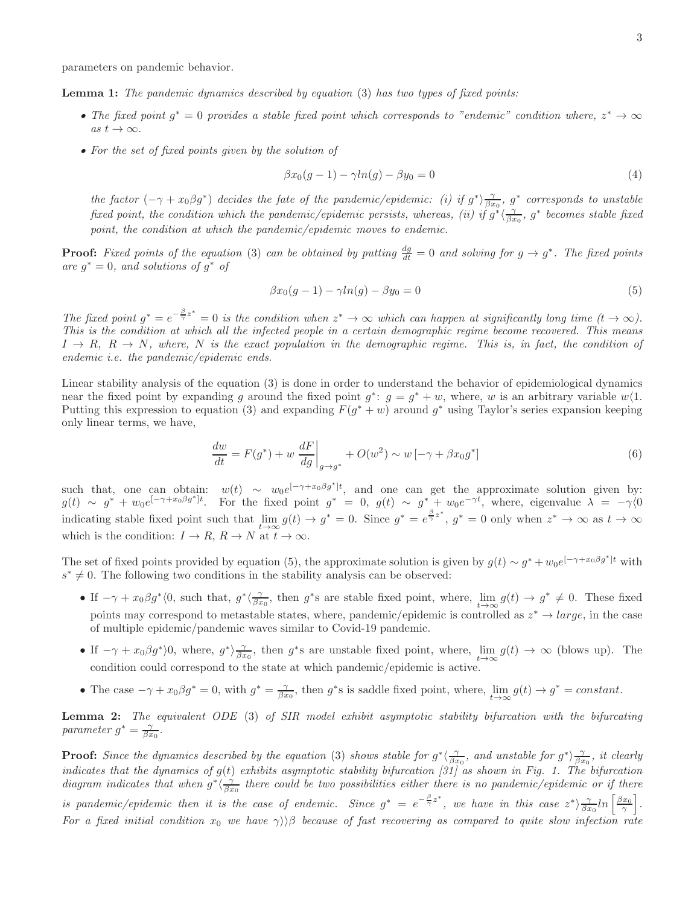parameters on pandemic behavior.

**Lemma 1:** *The pandemic dynamics described by equation (3) has two types of fixed points:*

- *The fixed point $g^* = 0$ provides a stable fixed point which corresponds to "endemic" condition where, $z^* \to \infty$ as $t \to \infty$.*
- *For the set of fixed points given by the solution of*

$$\beta x_0(g-1) - \gamma ln(g) - \beta y_0 = 0 \tag{4}$$

*the factor $(-\gamma + x_0\beta g^*)$ decides the fate of the pandemic/epidemic: (i) if $g^* \rangle \frac{\gamma}{\beta x_0}$, $g^*$ corresponds to unstable fixed point, the condition which the pandemic/epidemic persists, whereas, (ii) if $g^* \langle \frac{\gamma}{\beta x_0}$, $g^*$ becomes stable fixed point, the condition at which the pandemic/epidemic moves to endemic.*

**Proof:** *Fixed points of the equation (3) can be obtained by putting $\frac{dg}{dt} = 0$ and solving for $g \to g^*$. The fixed points are $g^* = 0$, and solutions of $g^*$ of*

$$\beta x_0(g-1) - \gamma ln(g) - \beta y_0 = 0 \tag{5}$$

*The fixed point $g^* = e^{-\frac{\beta}{\gamma}z^*} = 0$ is the condition when $z^* \to \infty$ which can happen at significantly long time ($t \to \infty$). This is the condition at which all the infected people in a certain demographic regime become recovered. This means $I \to R$, $R \to N$, where, $N$ is the exact population in the demographic regime. This is, in fact, the condition of endemic i.e. the pandemic/epidemic ends.*

Linear stability analysis of the equation (3) is done in order to understand the behavior of epidemiological dynamics near the fixed point by expanding $g$ around the fixed point $g^*$: $g = g^* + w$, where, $w$ is an arbitrary variable $w \langle 1$. Putting this expression to equation (3) and expanding $F(g^* + w)$ around $g^*$ using Taylor's series expansion keeping only linear terms, we have,

$$\frac{dw}{dt} = F(g^*) + w\left.\frac{dF}{dg}\right|_{g\to g^*} + O(w^2) \sim w\left[-\gamma + \beta x_0 g^*\right] \tag{6}$$

such that, one can obtain: $w(t) \sim w_0 e^{[-\gamma + x_0\beta g^*]t}$, and one can get the approximate solution given by: $g(t) \sim g^* + w_0 e^{[-\gamma + x_0\beta g^*]t}$. For the fixed point $g^* = 0$, $g(t) \sim g^* + w_0 e^{-\gamma t}$, where, eigenvalue $\lambda = -\gamma \langle 0$ indicating stable fixed point such that $\lim_{t\to\infty} g(t) \to g^* = 0$. Since $g^* = e^{\frac{\beta}{\gamma}z^*}$, $g^* = 0$ only when $z^* \to \infty$ as $t \to \infty$ which is the condition: $I \to R$, $R \to N$ at $t \to \infty$.

The set of fixed points provided by equation (5), the approximate solution is given by $g(t) \sim g^* + w_0 e^{[-\gamma + x_0\beta g^*]t}$ with $s^* \neq 0$. The following two conditions in the stability analysis can be observed:

- If $-\gamma + x_0\beta g^* \langle 0$, such that, $g^* \langle \frac{\gamma}{\beta x_0}$, then $g^*$s are stable fixed point, where, $\lim_{t\to\infty} g(t) \to g^* \neq 0$. These fixed points may correspond to metastable states, where, pandemic/epidemic is controlled as $z^* \to large$, in the case of multiple epidemic/pandemic waves similar to Covid-19 pandemic.
- If $-\gamma + x_0\beta g^* \rangle 0$, where, $g^* \rangle \frac{\gamma}{\beta x_0}$, then $g^*$s are unstable fixed point, where, $\lim_{t\to\infty} g(t) \to \infty$ (blows up). The condition could correspond to the state at which pandemic/epidemic is active.
- The case $-\gamma + x_0\beta g^* = 0$, with $g^* = \frac{\gamma}{\beta x_0}$, then $g^*$s is saddle fixed point, where, $\lim_{t\to\infty} g(t) \to g^* = constant$.

**Lemma 2:** *The equivalent ODE (3) of SIR model exhibit asymptotic stability bifurcation with the bifurcating parameter $g^* = \frac{\gamma}{\beta x_0}$.*

**Proof:** *Since the dynamics described by the equation (3) shows stable for $g^* \langle \frac{\gamma}{\beta x_0}$, and unstable for $g^* \rangle \frac{\gamma}{\beta x_0}$, it clearly indicates that the dynamics of $g(t)$ exhibits asymptotic stability bifurcation [31] as shown in Fig. 1. The bifurcation diagram indicates that when $g^* \langle \frac{\gamma}{\beta x_0}$ there could be two possibilities either there is no pandemic/epidemic or if there is pandemic/epidemic then it is the case of endemic. Since $g^* = e^{-\frac{\beta}{\gamma}z^*}$, we have in this case $z^* \rangle \frac{\gamma}{\beta x_0} ln\left[\frac{\beta x_0}{\gamma}\right]$. For a fixed initial condition $x_0$ we have $\gamma \rangle\rangle \beta$ because of fast recovering as compared to quite slow infection rate*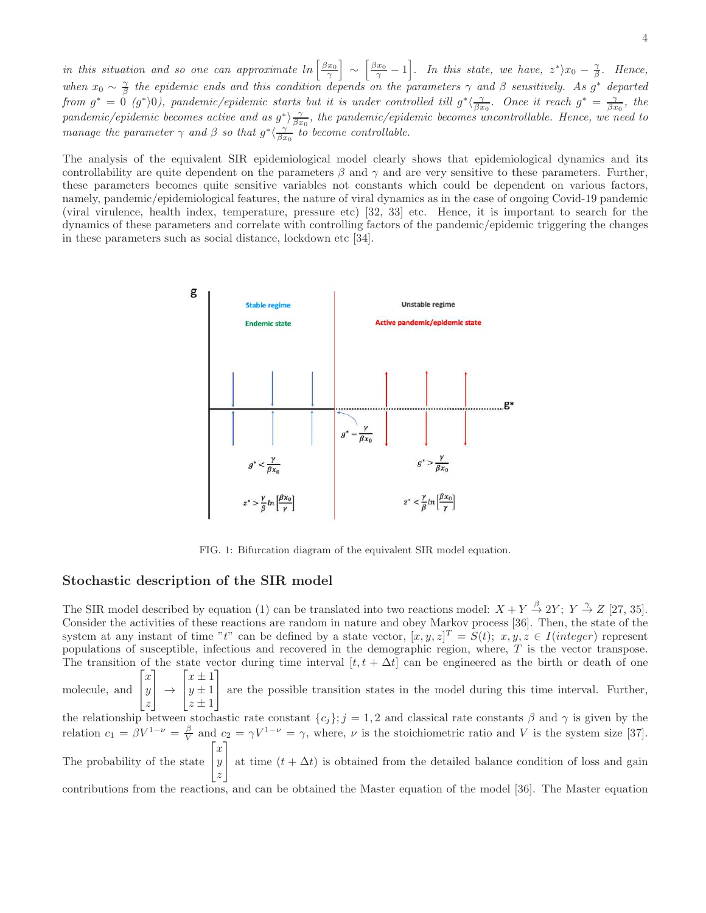*in this situation and so one can approximate* $ln\left[\frac{\beta x_0}{\gamma}\right] \sim \left[\frac{\beta x_0}{\gamma} - 1\right]$. *In this state, we have,* $z^* \rangle x_0 - \frac{\gamma}{\beta}$. *Hence, when* $x_0 \sim \frac{\gamma}{\beta}$ *the epidemic ends and this condition depends on the parameters* $\gamma$ *and* $\beta$ *sensitively. As* $g^*$ *departed from* $g^* = 0$ $(g^* \rangle 0)$, *pandemic/epidemic starts but it is under controlled till* $g^* \langle \frac{\gamma}{\beta x_0}$. *Once it reach* $g^* = \frac{\gamma}{\beta x_0}$, *the pandemic/epidemic becomes active and as* $g^* \rangle \frac{\gamma}{\beta x_0}$, *the pandemic/epidemic becomes uncontrollable. Hence, we need to manage the parameter* $\gamma$ *and* $\beta$ *so that* $g^* \langle \frac{\gamma}{\beta x_0}$ *to become controllable.*

The analysis of the equivalent SIR epidemiological model clearly shows that epidemiological dynamics and its controllability are quite dependent on the parameters $\beta$ and $\gamma$ and are very sensitive to these parameters. Further, these parameters becomes quite sensitive variables not constants which could be dependent on various factors, namely, pandemic/epidemiological features, the nature of viral dynamics as in the case of ongoing Covid-19 pandemic (viral virulence, health index, temperature, pressure etc) [32, 33] etc. Hence, it is important to search for the dynamics of these parameters and correlate with controlling factors of the pandemic/epidemic triggering the changes in these parameters such as social distance, lockdown etc [34].

FIG. 1: Bifurcation diagram of the equivalent SIR model equation.

## Stochastic description of the SIR model

The SIR model described by equation (1) can be translated into two reactions model: $X + Y \xrightarrow{\beta} 2Y$; $Y \xrightarrow{\gamma} Z$ [27, 35]. Consider the activities of these reactions are random in nature and obey Markov process [36]. Then, the state of the system at any instant of time "$t$" can be defined by a state vector, $[x, y, z]^T = S(t)$; $x, y, z \in I(integer)$ represent populations of susceptible, infectious and recovered in the demographic region, where, $T$ is the vector transpose. The transition of the state vector during time interval $[t, t + \Delta t]$ can be engineered as the birth or death of one molecule, and $\begin{bmatrix} x \\ y \\ z \end{bmatrix} \rightarrow \begin{bmatrix} x \pm 1 \\ y \pm 1 \\ z \pm 1 \end{bmatrix}$ are the possible transition states in the model during this time interval. Further, the relationship between stochastic rate constant $\{c_j\}; j = 1, 2$ and classical rate constants $\beta$ and $\gamma$ is given by the relation $c_1 = \beta V^{1-\nu} = \frac{\beta}{V}$ and $c_2 = \gamma V^{1-\nu} = \gamma$, where, $\nu$ is the stoichiometric ratio and $V$ is the system size [37]. The probability of the state $\begin{bmatrix} x \\ y \\ z \end{bmatrix}$ at time $(t + \Delta t)$ is obtained from the detailed balance condition of loss and gain contributions from the reactions, and can be obtained the Master equation of the model [36]. The Master equation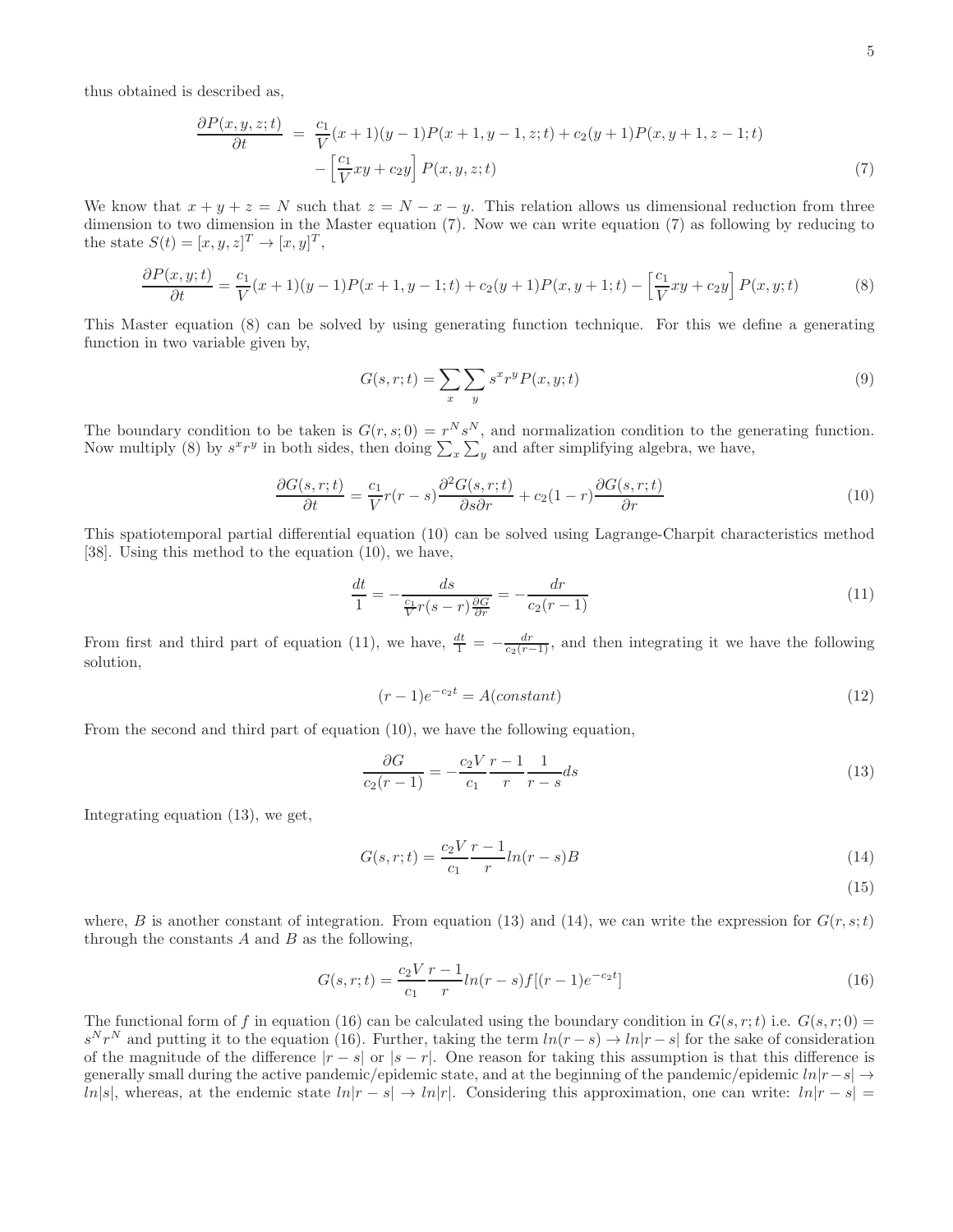thus obtained is described as,

$$
\begin{aligned}
\frac{\partial P(x,y,z;t)}{\partial t} &= \frac{c_1}{V}(x+1)(y-1)P(x+1,y-1,z;t) + c_2(y+1)P(x,y+1,z-1;t) \\
&\quad - \left[\frac{c_1}{V}xy + c_2 y\right]P(x,y,z;t)
\end{aligned} \tag{7}
$$

We know that $x+y+z=N$ such that $z=N-x-y$. This relation allows us dimensional reduction from three dimension to two dimension in the Master equation (7). Now we can write equation (7) as following by reducing to the state $S(t)=[x,y,z]^T \to [x,y]^T$,

$$
\frac{\partial P(x,y;t)}{\partial t} = \frac{c_1}{V}(x+1)(y-1)P(x+1,y-1;t) + c_2(y+1)P(x,y+1;t) - \left[\frac{c_1}{V}xy + c_2 y\right]P(x,y;t) \tag{8}
$$

This Master equation (8) can be solved by using generating function technique. For this we define a generating function in two variable given by,

$$
G(s,r;t) = \sum_x \sum_y s^x r^y P(x,y;t) \tag{9}
$$

The boundary condition to be taken is $G(r,s;0) = r^N s^N$, and normalization condition to the generating function. Now multiply (8) by $s^x r^y$ in both sides, then doing $\sum_x \sum_y$ and after simplifying algebra, we have,

$$
\frac{\partial G(s,r;t)}{\partial t} = \frac{c_1}{V}r(r-s)\frac{\partial^2 G(s,r;t)}{\partial s \partial r} + c_2(1-r)\frac{\partial G(s,r;t)}{\partial r} \tag{10}
$$

This spatiotemporal partial differential equation (10) can be solved using Lagrange-Charpit characteristics method [38]. Using this method to the equation (10), we have,

$$
\frac{dt}{1} = -\frac{ds}{\frac{c_1}{V}r(s-r)\frac{\partial G}{\partial r}} = -\frac{dr}{c_2(r-1)} \tag{11}
$$

From first and third part of equation (11), we have, $\frac{dt}{1} = -\frac{dr}{c_2(r-1)}$, and then integrating it we have the following solution,

$$
(r-1)e^{-c_2 t} = A(constant) \tag{12}
$$

From the second and third part of equation (10), we have the following equation,

$$
\frac{\partial G}{c_2(r-1)} = -\frac{c_2 V}{c_1}\frac{r-1}{r}\frac{1}{r-s}ds \tag{13}
$$

Integrating equation (13), we get,

$$
G(s,r;t) = \frac{c_2 V}{c_1}\frac{r-1}{r}ln(r-s)B \tag{14}
$$

$$
\tag{15}
$$

where, $B$ is another constant of integration. From equation (13) and (14), we can write the expression for $G(r,s;t)$ through the constants $A$ and $B$ as the following,

$$
G(s,r;t) = \frac{c_2 V}{c_1}\frac{r-1}{r}ln(r-s)f[(r-1)e^{-c_2 t}] \tag{16}
$$

The functional form of $f$ in equation (16) can be calculated using the boundary condition in $G(s,r;t)$ i.e. $G(s,r;0) = s^N r^N$ and putting it to the equation (16). Further, taking the term $ln(r-s) \to ln|r-s|$ for the sake of consideration of the magnitude of the difference $|r-s|$ or $|s-r|$. One reason for taking this assumption is that this difference is generally small during the active pandemic/epidemic state, and at the beginning of the pandemic/epidemic $ln|r-s| \to ln|s|$, whereas, at the endemic state $ln|r-s| \to ln|r|$. Considering this approximation, one can write: $ln|r-s| =$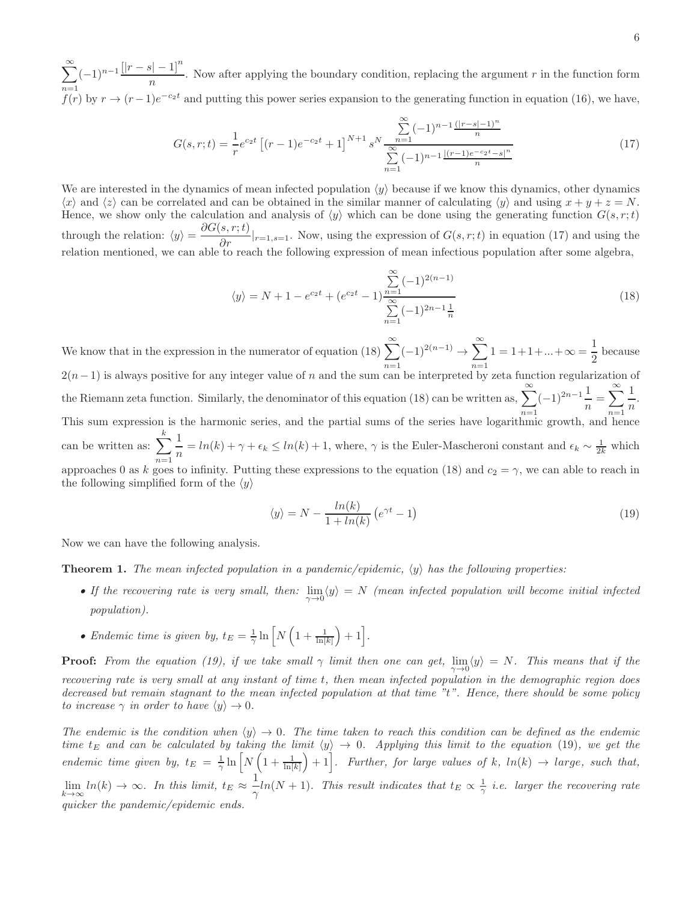$\sum_{n=1}^{\infty}(-1)^{n-1}\frac{[|r-s|-1]^n}{n}$. Now after applying the boundary condition, replacing the argument $r$ in the function form $f(r)$ by $r \to (r-1)e^{-c_2 t}$ and putting this power series expansion to the generating function in equation (16), we have,

$$G(s,r;t) = \frac{1}{r}e^{c_2 t}\left[(r-1)e^{-c_2 t}+1\right]^{N+1} s^N \frac{\sum_{n=1}^{\infty}(-1)^{n-1}\frac{(|r-s|-1)^n}{n}}{\sum_{n=1}^{\infty}(-1)^{n-1}\frac{|(r-1)e^{-c_2 t}-s|^n}{n}} \tag{17}$$

We are interested in the dynamics of mean infected population $\langle y\rangle$ because if we know this dynamics, other dynamics $\langle x\rangle$ and $\langle z\rangle$ can be correlated and can be obtained in the similar manner of calculating $\langle y\rangle$ and using $x+y+z=N$. Hence, we show only the calculation and analysis of $\langle y\rangle$ which can be done using the generating function $G(s,r;t)$ through the relation: $\langle y\rangle = \frac{\partial G(s,r;t)}{\partial r}|_{r=1,s=1}$. Now, using the expression of $G(s,r;t)$ in equation (17) and using the relation mentioned, we can able to reach the following expression of mean infectious population after some algebra,

$$\langle y\rangle = N+1-e^{c_2 t}+(e^{c_2 t}-1)\frac{\sum_{n=1}^{\infty}(-1)^{2(n-1)}}{\sum_{n=1}^{\infty}(-1)^{2n-1}\frac{1}{n}} \tag{18}$$

We know that in the expression in the numerator of equation (18) $\sum_{n=1}^{\infty}(-1)^{2(n-1)} \to \sum_{n=1}^{\infty}1 = 1+1+...+\infty = \frac{1}{2}$ because $2(n-1)$ is always positive for any integer value of $n$ and the sum can be interpreted by zeta function regularization of the Riemann zeta function. Similarly, the denominator of this equation (18) can be written as, $\sum_{n=1}^{\infty}(-1)^{2n-1}\frac{1}{n} = \sum_{n=1}^{\infty}\frac{1}{n}$. This sum expression is the harmonic series, and the partial sums of the series have logarithmic growth, and hence can be written as: $\sum_{n=1}^{k}\frac{1}{n} = ln(k)+\gamma+\epsilon_k \le ln(k)+1$, where, $\gamma$ is the Euler-Mascheroni constant and $\epsilon_k \sim \frac{1}{2k}$ which approaches 0 as $k$ goes to infinity. Putting these expressions to the equation (18) and $c_2=\gamma$, we can able to reach in the following simplified form of the $\langle y\rangle$

$$\langle y\rangle = N - \frac{ln(k)}{1+ln(k)}\left(e^{\gamma t}-1\right) \tag{19}$$

Now we can have the following analysis.

**Theorem 1.** *The mean infected population in a pandemic/epidemic, $\langle y\rangle$ has the following properties:*

- *If the recovering rate is very small, then: $\lim_{\gamma\to 0}\langle y\rangle = N$ (mean infected population will become initial infected population).*
- *Endemic time is given by, $t_E = \frac{1}{\gamma}\ln\left[N\left(1+\frac{1}{\ln[k]}\right)+1\right]$.*

**Proof:** *From the equation (19), if we take small $\gamma$ limit then one can get, $\lim_{\gamma\to 0}\langle y\rangle = N$. This means that if the recovering rate is very small at any instant of time t, then mean infected population in the demographic region does decreased but remain stagnant to the mean infected population at that time "t". Hence, there should be some policy to increase $\gamma$ in order to have $\langle y\rangle \to 0$.*

*The endemic is the condition when $\langle y\rangle \to 0$. The time taken to reach this condition can be defined as the endemic time $t_E$ and can be calculated by taking the limit $\langle y\rangle \to 0$. Applying this limit to the equation (19), we get the endemic time given by, $t_E = \frac{1}{\gamma}\ln\left[N\left(1+\frac{1}{\ln[k]}\right)+1\right]$. Further, for large values of $k$, $ln(k) \to large$, such that, $\lim_{k\to\infty}ln(k)\to\infty$. In this limit, $t_E \approx \frac{1}{\gamma}ln(N+1)$. This result indicates that $t_E \propto \frac{1}{\gamma}$ i.e. larger the recovering rate quicker the pandemic/epidemic ends.*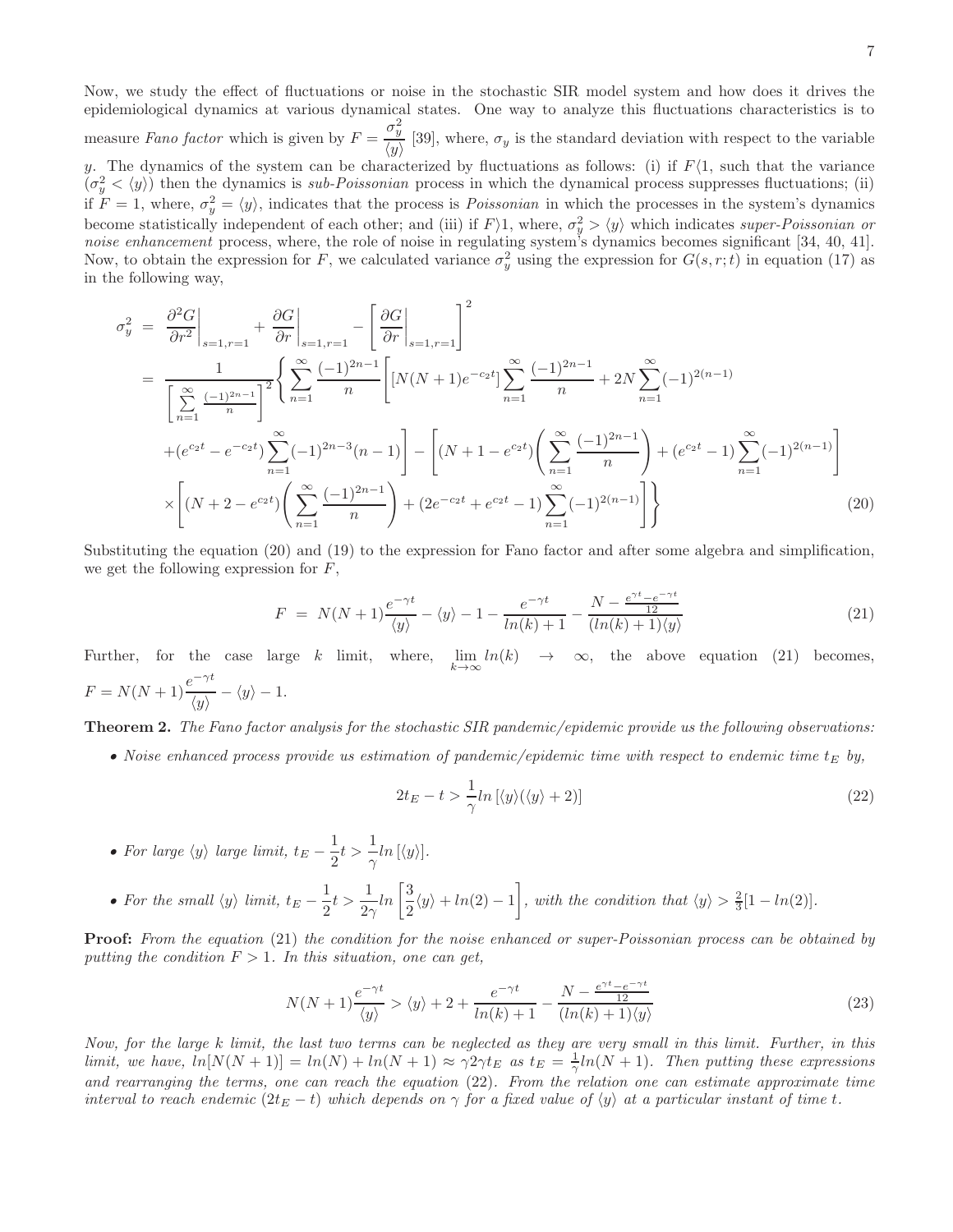Now, we study the effect of fluctuations or noise in the stochastic SIR model system and how does it drives the epidemiological dynamics at various dynamical states. One way to analyze this fluctuations characteristics is to measure *Fano factor* which is given by $F = \frac{\sigma_y^2}{\langle y \rangle}$ [39], where, $\sigma_y$ is the standard deviation with respect to the variable $y$. The dynamics of the system can be characterized by fluctuations as follows: (i) if $F \langle 1$, such that the variance ($\sigma_y^2 < \langle y \rangle$) then the dynamics is *sub-Poissonian* process in which the dynamical process suppresses fluctuations; (ii) if $F = 1$, where, $\sigma_y^2 = \langle y \rangle$, indicates that the process is *Poissonian* in which the processes in the system's dynamics become statistically independent of each other; and (iii) if $F \rangle 1$, where, $\sigma_y^2 > \langle y \rangle$ which indicates *super-Poissonian or noise enhancement* process, where, the role of noise in regulating system's dynamics becomes significant [34, 40, 41]. Now, to obtain the expression for $F$, we calculated variance $\sigma_y^2$ using the expression for $G(s, r; t)$ in equation (17) as in the following way,

$$
\begin{aligned}
\sigma_y^2 &= \left.\frac{\partial^2 G}{\partial r^2}\right|_{s=1,r=1} + \left.\frac{\partial G}{\partial r}\right|_{s=1,r=1} - \left[\left.\frac{\partial G}{\partial r}\right|_{s=1,r=1}\right]^2 \\
&= \frac{1}{\left[\sum\limits_{n=1}^{\infty}\frac{(-1)^{2n-1}}{n}\right]^2}\Bigg\{\sum_{n=1}^{\infty}\frac{(-1)^{2n-1}}{n}\Bigg[[N(N+1)e^{-c_2 t}]\sum_{n=1}^{\infty}\frac{(-1)^{2n-1}}{n} + 2N\sum_{n=1}^{\infty}(-1)^{2(n-1)} \\
&\quad + (e^{c_2 t} - e^{-c_2 t})\sum_{n=1}^{\infty}(-1)^{2n-3}(n-1)\Bigg] - \Bigg[(N+1-e^{c_2 t})\Bigg(\sum_{n=1}^{\infty}\frac{(-1)^{2n-1}}{n}\Bigg) + (e^{c_2 t}-1)\sum_{n=1}^{\infty}(-1)^{2(n-1)}\Bigg] \\
&\quad \times \Bigg[(N+2-e^{c_2 t})\Bigg(\sum_{n=1}^{\infty}\frac{(-1)^{2n-1}}{n}\Bigg) + (2e^{-c_2 t} + e^{c_2 t} - 1)\sum_{n=1}^{\infty}(-1)^{2(n-1)}\Bigg]\Bigg\}
\end{aligned} \tag{20}
$$

Substituting the equation (20) and (19) to the expression for Fano factor and after some algebra and simplification, we get the following expression for $F$,

$$
F = N(N+1)\frac{e^{-\gamma t}}{\langle y \rangle} - \langle y \rangle - 1 - \frac{e^{-\gamma t}}{ln(k)+1} - \frac{N - \frac{e^{\gamma t} - e^{-\gamma t}}{12}}{(ln(k)+1)\langle y \rangle} \tag{21}
$$

Further, for the case large $k$ limit, where, $\lim_{k\to\infty} ln(k) \to \infty$, the above equation (21) becomes, $F = N(N+1)\frac{e^{-\gamma t}}{\langle y \rangle} - \langle y \rangle - 1$.

**Theorem 2.** *The Fano factor analysis for the stochastic SIR pandemic/epidemic provide us the following observations:*

- *Noise enhanced process provide us estimation of pandemic/epidemic time with respect to endemic time $t_E$ by,*

$$
2t_E - t > \frac{1}{\gamma} ln\left[\langle y \rangle(\langle y \rangle + 2)\right] \tag{22}
$$

- *For large $\langle y \rangle$ large limit, $t_E - \frac{1}{2}t > \frac{1}{\gamma} ln\left[\langle y \rangle\right]$.*
- *For the small $\langle y \rangle$ limit, $t_E - \frac{1}{2}t > \frac{1}{2\gamma} ln\left[\frac{3}{2}\langle y \rangle + ln(2) - 1\right]$, with the condition that $\langle y \rangle > \frac{2}{3}[1 - ln(2)]$.*

**Proof:** *From the equation (21) the condition for the noise enhanced or super-Poissonian process can be obtained by putting the condition $F > 1$. In this situation, one can get,*

$$
N(N+1)\frac{e^{-\gamma t}}{\langle y \rangle} > \langle y \rangle + 2 + \frac{e^{-\gamma t}}{ln(k)+1} - \frac{N - \frac{e^{\gamma t} - e^{-\gamma t}}{12}}{(ln(k)+1)\langle y \rangle} \tag{23}
$$

*Now, for the large $k$ limit, the last two terms can be neglected as they are very small in this limit. Further, in this limit, we have, $ln[N(N+1)] = ln(N) + ln(N+1) \approx \gamma 2\gamma t_E$ as $t_E = \frac{1}{\gamma} ln(N+1)$. Then putting these expressions and rearranging the terms, one can reach the equation (22). From the relation one can estimate approximate time interval to reach endemic ($2t_E - t$) which depends on $\gamma$ for a fixed value of $\langle y \rangle$ at a particular instant of time $t$.*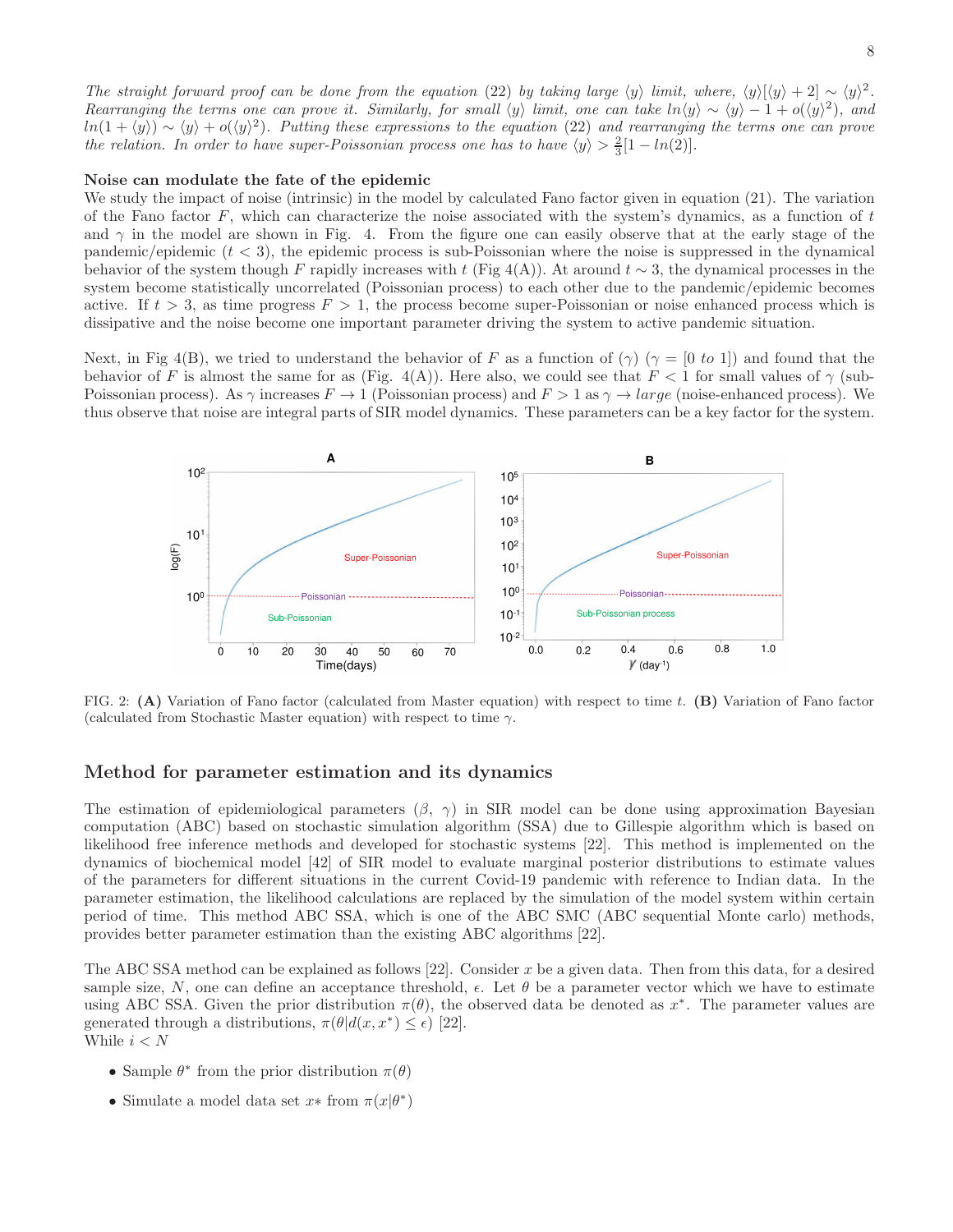*The straight forward proof can be done from the equation (22) by taking large $\langle y\rangle$ limit, where, $\langle y\rangle[\langle y\rangle+2]\sim\langle y\rangle^2$. Rearranging the terms one can prove it. Similarly, for small $\langle y\rangle$ limit, one can take $ln\langle y\rangle\sim\langle y\rangle-1+o(\langle y\rangle^2)$, and $ln(1+\langle y\rangle)\sim\langle y\rangle+o(\langle y\rangle^2)$. Putting these expressions to the equation (22) and rearranging the terms one can prove the relation. In order to have super-Poissonian process one has to have $\langle y\rangle>\frac{2}{3}[1-ln(2)]$.*

**Noise can modulate the fate of the epidemic**

We study the impact of noise (intrinsic) in the model by calculated Fano factor given in equation (21). The variation of the Fano factor $F$, which can characterize the noise associated with the system's dynamics, as a function of $t$ and $\gamma$ in the model are shown in Fig. 4. From the figure one can easily observe that at the early stage of the pandemic/epidemic ($t<3$), the epidemic process is sub-Poissonian where the noise is suppressed in the dynamical behavior of the system though $F$ rapidly increases with $t$ (Fig 4(A)). At around $t\sim 3$, the dynamical processes in the system become statistically uncorrelated (Poissonian process) to each other due to the pandemic/epidemic becomes active. If $t>3$, as time progress $F>1$, the process become super-Poissonian or noise enhanced process which is dissipative and the noise become one important parameter driving the system to active pandemic situation.

Next, in Fig 4(B), we tried to understand the behavior of $F$ as a function of ($\gamma$) ($\gamma=[0\ to\ 1]$) and found that the behavior of $F$ is almost the same for as (Fig. 4(A)). Here also, we could see that $F<1$ for small values of $\gamma$ (sub-Poissonian process). As $\gamma$ increases $F\rightarrow 1$ (Poissonian process) and $F>1$ as $\gamma\rightarrow large$ (noise-enhanced process). We thus observe that noise are integral parts of SIR model dynamics. These parameters can be a key factor for the system.

FIG. 2: **(A)** Variation of Fano factor (calculated from Master equation) with respect to time $t$. **(B)** Variation of Fano factor (calculated from Stochastic Master equation) with respect to time $\gamma$.

## Method for parameter estimation and its dynamics

The estimation of epidemiological parameters ($\beta$, $\gamma$) in SIR model can be done using approximation Bayesian computation (ABC) based on stochastic simulation algorithm (SSA) due to Gillespie algorithm which is based on likelihood free inference methods and developed for stochastic systems [22]. This method is implemented on the dynamics of biochemical model [42] of SIR model to evaluate marginal posterior distributions to estimate values of the parameters for different situations in the current Covid-19 pandemic with reference to Indian data. In the parameter estimation, the likelihood calculations are replaced by the simulation of the model system within certain period of time. This method ABC SSA, which is one of the ABC SMC (ABC sequential Monte carlo) methods, provides better parameter estimation than the existing ABC algorithms [22].

The ABC SSA method can be explained as follows [22]. Consider $x$ be a given data. Then from this data, for a desired sample size, $N$, one can define an acceptance threshold, $\epsilon$. Let $\theta$ be a parameter vector which we have to estimate using ABC SSA. Given the prior distribution $\pi(\theta)$, the observed data be denoted as $x^*$. The parameter values are generated through a distributions, $\pi(\theta|d(x,x^*)\leq\epsilon)$ [22].
While $i<N$

- Sample $\theta^*$ from the prior distribution $\pi(\theta)$
- Simulate a model data set $x*$ from $\pi(x|\theta^*)$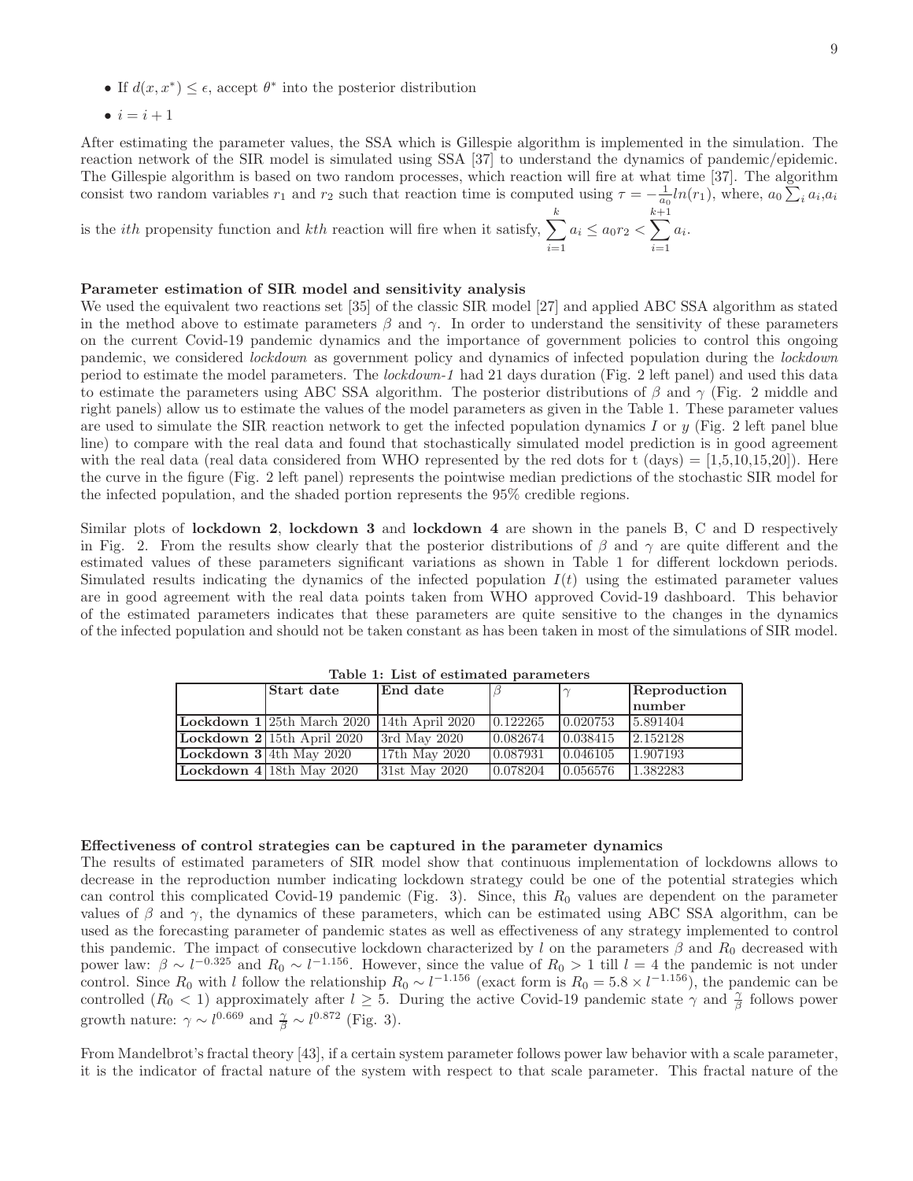- If $d(x, x^*) \leq \epsilon$, accept $\theta^*$ into the posterior distribution
- $i = i + 1$

After estimating the parameter values, the SSA which is Gillespie algorithm is implemented in the simulation. The reaction network of the SIR model is simulated using SSA [37] to understand the dynamics of pandemic/epidemic. The Gillespie algorithm is based on two random processes, which reaction will fire at what time [37]. The algorithm consist two random variables $r_1$ and $r_2$ such that reaction time is computed using $\tau = -\frac{1}{a_0} ln(r_1)$, where, $a_0 \sum_i a_i, a_i$ is the *ith* propensity function and *kth* reaction will fire when it satisfy, $\sum_{i=1}^{k} a_i \leq a_0 r_2 < \sum_{i=1}^{k+1} a_i$.

### Parameter estimation of SIR model and sensitivity analysis

We used the equivalent two reactions set [35] of the classic SIR model [27] and applied ABC SSA algorithm as stated in the method above to estimate parameters $\beta$ and $\gamma$. In order to understand the sensitivity of these parameters on the current Covid-19 pandemic dynamics and the importance of government policies to control this ongoing pandemic, we considered *lockdown* as government policy and dynamics of infected population during the *lockdown* period to estimate the model parameters. The *lockdown-1* had 21 days duration (Fig. 2 left panel) and used this data to estimate the parameters using ABC SSA algorithm. The posterior distributions of $\beta$ and $\gamma$ (Fig. 2 middle and right panels) allow us to estimate the values of the model parameters as given in the Table 1. These parameter values are used to simulate the SIR reaction network to get the infected population dynamics $I$ or $y$ (Fig. 2 left panel blue line) to compare with the real data and found that stochastically simulated model prediction is in good agreement with the real data (real data considered from WHO represented by the red dots for t (days) = [1,5,10,15,20]). Here the curve in the figure (Fig. 2 left panel) represents the pointwise median predictions of the stochastic SIR model for the infected population, and the shaded portion represents the 95% credible regions.

Similar plots of **lockdown 2**, **lockdown 3** and **lockdown 4** are shown in the panels B, C and D respectively in Fig. 2. From the results show clearly that the posterior distributions of $\beta$ and $\gamma$ are quite different and the estimated values of these parameters significant variations as shown in Table 1 for different lockdown periods. Simulated results indicating the dynamics of the infected population $I(t)$ using the estimated parameter values are in good agreement with the real data points taken from WHO approved Covid-19 dashboard. This behavior of the estimated parameters indicates that these parameters are quite sensitive to the changes in the dynamics of the infected population and should not be taken constant as has been taken in most of the simulations of SIR model.

**Table 1: List of estimated parameters**

| | Start date | End date | $\beta$ | $\gamma$ | Reproduction number |
|---|---|---|---|---|---|
| **Lockdown 1** | 25th March 2020 | 14th April 2020 | 0.122265 | 0.020753 | 5.891404 |
| **Lockdown 2** | 15th April 2020 | 3rd May 2020 | 0.082674 | 0.038415 | 2.152128 |
| **Lockdown 3** | 4th May 2020 | 17th May 2020 | 0.087931 | 0.046105 | 1.907193 |
| **Lockdown 4** | 18th May 2020 | 31st May 2020 | 0.078204 | 0.056576 | 1.382283 |

### Effectiveness of control strategies can be captured in the parameter dynamics

The results of estimated parameters of SIR model show that continuous implementation of lockdowns allows to decrease in the reproduction number indicating lockdown strategy could be one of the potential strategies which can control this complicated Covid-19 pandemic (Fig. 3). Since, this $R_0$ values are dependent on the parameter values of $\beta$ and $\gamma$, the dynamics of these parameters, which can be estimated using ABC SSA algorithm, can be used as the forecasting parameter of pandemic states as well as effectiveness of any strategy implemented to control this pandemic. The impact of consecutive lockdown characterized by $l$ on the parameters $\beta$ and $R_0$ decreased with power law: $\beta \sim l^{-0.325}$ and $R_0 \sim l^{-1.156}$. However, since the value of $R_0 > 1$ till $l = 4$ the pandemic is not under control. Since $R_0$ with $l$ follow the relationship $R_0 \sim l^{-1.156}$ (exact form is $R_0 = 5.8 \times l^{-1.156}$), the pandemic can be controlled ($R_0 < 1$) approximately after $l \geq 5$. During the active Covid-19 pandemic state $\gamma$ and $\frac{\gamma}{\beta}$ follows power growth nature: $\gamma \sim l^{0.669}$ and $\frac{\gamma}{\beta} \sim l^{0.872}$ (Fig. 3).

From Mandelbrot's fractal theory [43], if a certain system parameter follows power law behavior with a scale parameter, it is the indicator of fractal nature of the system with respect to that scale parameter. This fractal nature of the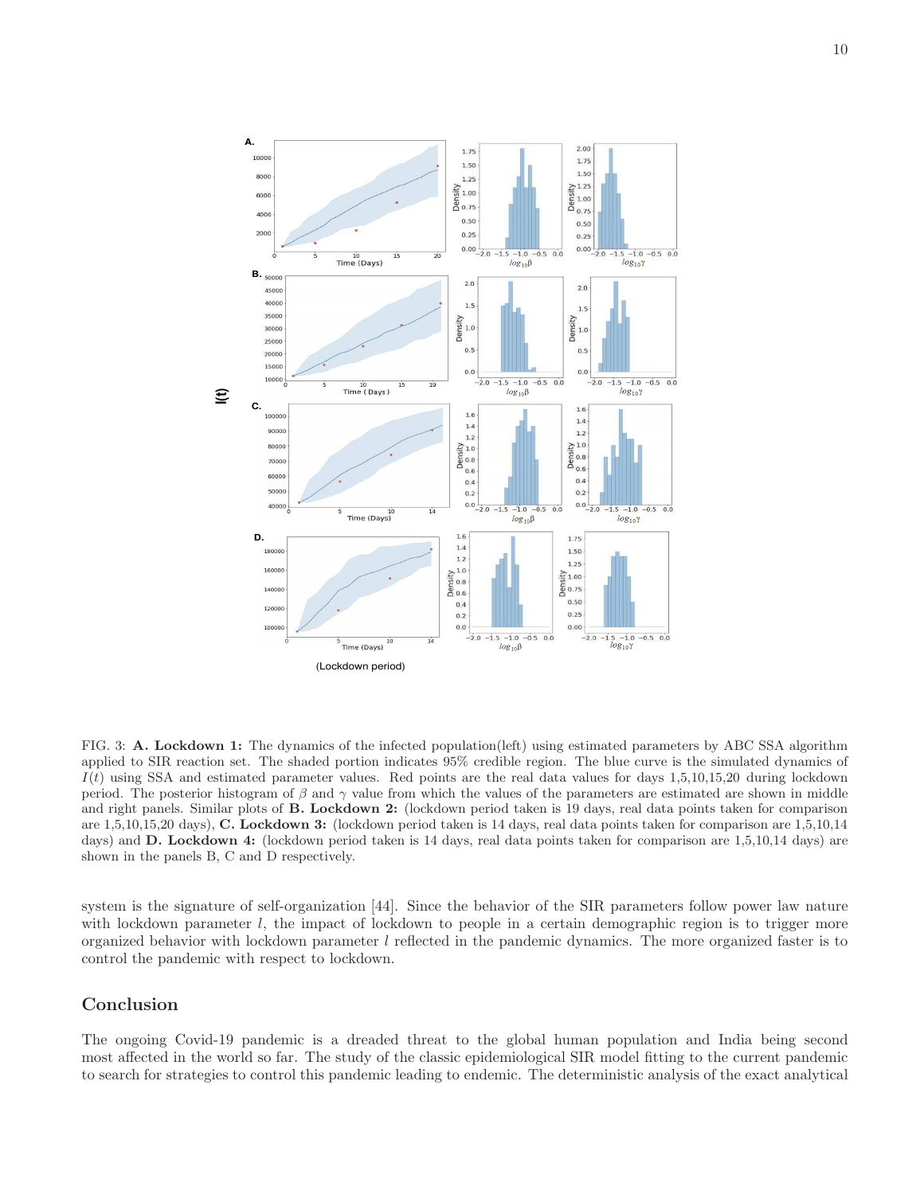FIG. 3: **A. Lockdown 1:** The dynamics of the infected population(left) using estimated parameters by ABC SSA algorithm applied to SIR reaction set. The shaded portion indicates 95% credible region. The blue curve is the simulated dynamics of $I(t)$ using SSA and estimated parameter values. Red points are the real data values for days 1,5,10,15,20 during lockdown period. The posterior histogram of $\beta$ and $\gamma$ value from which the values of the parameters are estimated are shown in middle and right panels. Similar plots of **B. Lockdown 2:** (lockdown period taken is 19 days, real data points taken for comparison are 1,5,10,15,20 days), **C. Lockdown 3:** (lockdown period taken is 14 days, real data points taken for comparison are 1,5,10,14 days) and **D. Lockdown 4:** (lockdown period taken is 14 days, real data points taken for comparison are 1,5,10,14 days) are shown in the panels B, C and D respectively.

system is the signature of self-organization [44]. Since the behavior of the SIR parameters follow power law nature with lockdown parameter $l$, the impact of lockdown to people in a certain demographic region is to trigger more organized behavior with lockdown parameter $l$ reflected in the pandemic dynamics. The more organized faster is to control the pandemic with respect to lockdown.

## Conclusion

The ongoing Covid-19 pandemic is a dreaded threat to the global human population and India being second most affected in the world so far. The study of the classic epidemiological SIR model fitting to the current pandemic to search for strategies to control this pandemic leading to endemic. The deterministic analysis of the exact analytical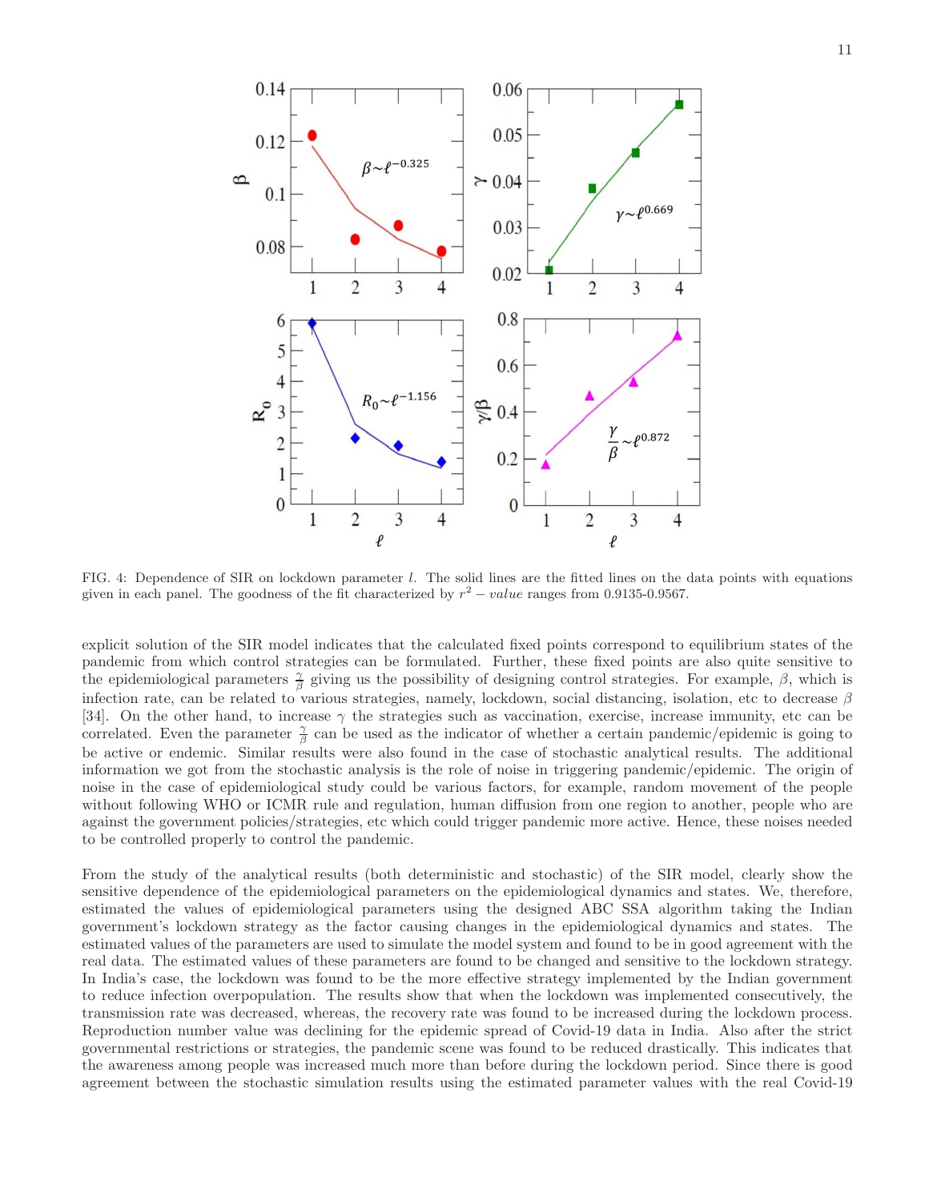FIG. 4: Dependence of SIR on lockdown parameter $l$. The solid lines are the fitted lines on the data points with equations given in each panel. The goodness of the fit characterized by $r^2 - value$ ranges from 0.9135-0.9567.

explicit solution of the SIR model indicates that the calculated fixed points correspond to equilibrium states of the pandemic from which control strategies can be formulated. Further, these fixed points are also quite sensitive to the epidemiological parameters $\frac{\gamma}{\beta}$ giving us the possibility of designing control strategies. For example, $\beta$, which is infection rate, can be related to various strategies, namely, lockdown, social distancing, isolation, etc to decrease $\beta$ [34]. On the other hand, to increase $\gamma$ the strategies such as vaccination, exercise, increase immunity, etc can be correlated. Even the parameter $\frac{\gamma}{\beta}$ can be used as the indicator of whether a certain pandemic/epidemic is going to be active or endemic. Similar results were also found in the case of stochastic analytical results. The additional information we got from the stochastic analysis is the role of noise in triggering pandemic/epidemic. The origin of noise in the case of epidemiological study could be various factors, for example, random movement of the people without following WHO or ICMR rule and regulation, human diffusion from one region to another, people who are against the government policies/strategies, etc which could trigger pandemic more active. Hence, these noises needed to be controlled properly to control the pandemic.

From the study of the analytical results (both deterministic and stochastic) of the SIR model, clearly show the sensitive dependence of the epidemiological parameters on the epidemiological dynamics and states. We, therefore, estimated the values of epidemiological parameters using the designed ABC SSA algorithm taking the Indian government's lockdown strategy as the factor causing changes in the epidemiological dynamics and states. The estimated values of the parameters are used to simulate the model system and found to be in good agreement with the real data. The estimated values of these parameters are found to be changed and sensitive to the lockdown strategy. In India's case, the lockdown was found to be the more effective strategy implemented by the Indian government to reduce infection overpopulation. The results show that when the lockdown was implemented consecutively, the transmission rate was decreased, whereas, the recovery rate was found to be increased during the lockdown process. Reproduction number value was declining for the epidemic spread of Covid-19 data in India. Also after the strict governmental restrictions or strategies, the pandemic scene was found to be reduced drastically. This indicates that the awareness among people was increased much more than before during the lockdown period. Since there is good agreement between the stochastic simulation results using the estimated parameter values with the real Covid-19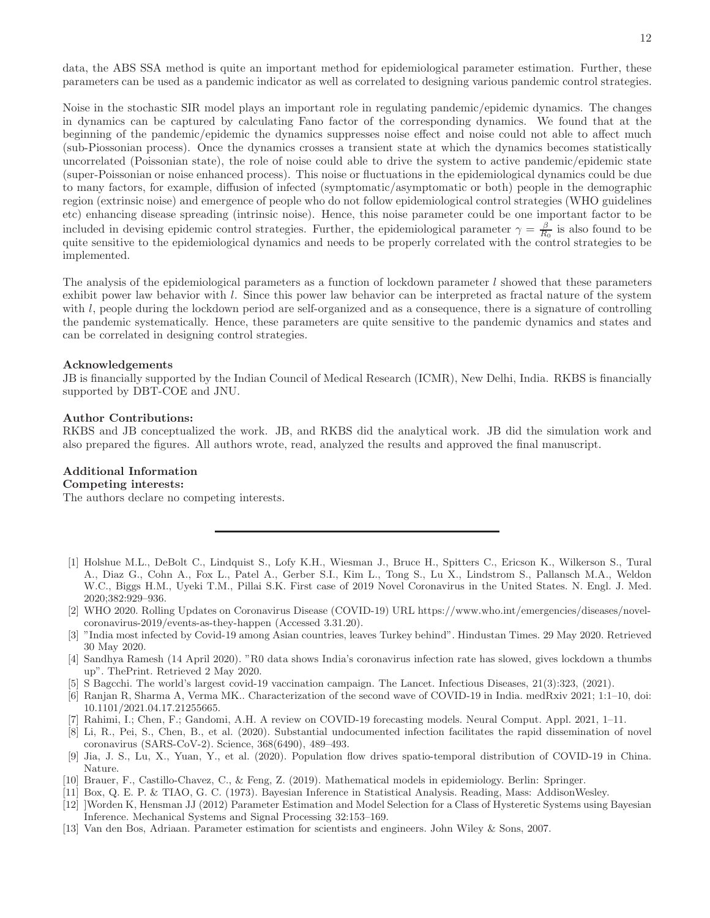data, the ABS SSA method is quite an important method for epidemiological parameter estimation. Further, these parameters can be used as a pandemic indicator as well as correlated to designing various pandemic control strategies.

Noise in the stochastic SIR model plays an important role in regulating pandemic/epidemic dynamics. The changes in dynamics can be captured by calculating Fano factor of the corresponding dynamics. We found that at the beginning of the pandemic/epidemic the dynamics suppresses noise effect and noise could not able to affect much (sub-Piossonian process). Once the dynamics crosses a transient state at which the dynamics becomes statistically uncorrelated (Poissonian state), the role of noise could able to drive the system to active pandemic/epidemic state (super-Poissonian or noise enhanced process). This noise or fluctuations in the epidemiological dynamics could be due to many factors, for example, diffusion of infected (symptomatic/asymptomatic or both) people in the demographic region (extrinsic noise) and emergence of people who do not follow epidemiological control strategies (WHO guidelines etc) enhancing disease spreading (intrinsic noise). Hence, this noise parameter could be one important factor to be included in devising epidemic control strategies. Further, the epidemiological parameter $\gamma = \frac{\beta}{R_0}$ is also found to be quite sensitive to the epidemiological dynamics and needs to be properly correlated with the control strategies to be implemented.

The analysis of the epidemiological parameters as a function of lockdown parameter $l$ showed that these parameters exhibit power law behavior with $l$. Since this power law behavior can be interpreted as fractal nature of the system with $l$, people during the lockdown period are self-organized and as a consequence, there is a signature of controlling the pandemic systematically. Hence, these parameters are quite sensitive to the pandemic dynamics and states and can be correlated in designing control strategies.

**Acknowledgements**
JB is financially supported by the Indian Council of Medical Research (ICMR), New Delhi, India. RKBS is financially supported by DBT-COE and JNU.

**Author Contributions:**
RKBS and JB conceptualized the work. JB, and RKBS did the analytical work. JB did the simulation work and also prepared the figures. All authors wrote, read, analyzed the results and approved the final manuscript.

**Additional Information**
**Competing interests:**
The authors declare no competing interests.

---

[1] Holshue M.L., DeBolt C., Lindquist S., Lofy K.H., Wiesman J., Bruce H., Spitters C., Ericson K., Wilkerson S., Tural A., Diaz G., Cohn A., Fox L., Patel A., Gerber S.I., Kim L., Tong S., Lu X., Lindstrom S., Pallansch M.A., Weldon W.C., Biggs H.M., Uyeki T.M., Pillai S.K. First case of 2019 Novel Coronavirus in the United States. N. Engl. J. Med. 2020;382:929–936.

[2] WHO 2020. Rolling Updates on Coronavirus Disease (COVID-19) URL https://www.who.int/emergencies/diseases/novel-coronavirus-2019/events-as-they-happen (Accessed 3.31.20).

[3] "India most infected by Covid-19 among Asian countries, leaves Turkey behind". Hindustan Times. 29 May 2020. Retrieved 30 May 2020.

[4] Sandhya Ramesh (14 April 2020). "R0 data shows India's coronavirus infection rate has slowed, gives lockdown a thumbs up". ThePrint. Retrieved 2 May 2020.

[5] S Bagcchi. The world's largest covid-19 vaccination campaign. The Lancet. Infectious Diseases, 21(3):323, (2021).

[6] Ranjan R, Sharma A, Verma MK.. Characterization of the second wave of COVID-19 in India. medRxiv 2021; 1:1–10, doi: 10.1101/2021.04.17.21255665.

[7] Rahimi, I.; Chen, F.; Gandomi, A.H. A review on COVID-19 forecasting models. Neural Comput. Appl. 2021, 1–11.

[8] Li, R., Pei, S., Chen, B., et al. (2020). Substantial undocumented infection facilitates the rapid dissemination of novel coronavirus (SARS-CoV-2). Science, 368(6490), 489–493.

[9] Jia, J. S., Lu, X., Yuan, Y., et al. (2020). Population flow drives spatio-temporal distribution of COVID-19 in China. Nature.

[10] Brauer, F., Castillo-Chavez, C., & Feng, Z. (2019). Mathematical models in epidemiology. Berlin: Springer.

[11] Box, Q. E. P. & TIAO, G. C. (1973). Bayesian Inference in Statistical Analysis. Reading, Mass: AddisonWesley.

[12] ]Worden K, Hensman JJ (2012) Parameter Estimation and Model Selection for a Class of Hysteretic Systems using Bayesian Inference. Mechanical Systems and Signal Processing 32:153–169.

[13] Van den Bos, Adriaan. Parameter estimation for scientists and engineers. John Wiley & Sons, 2007.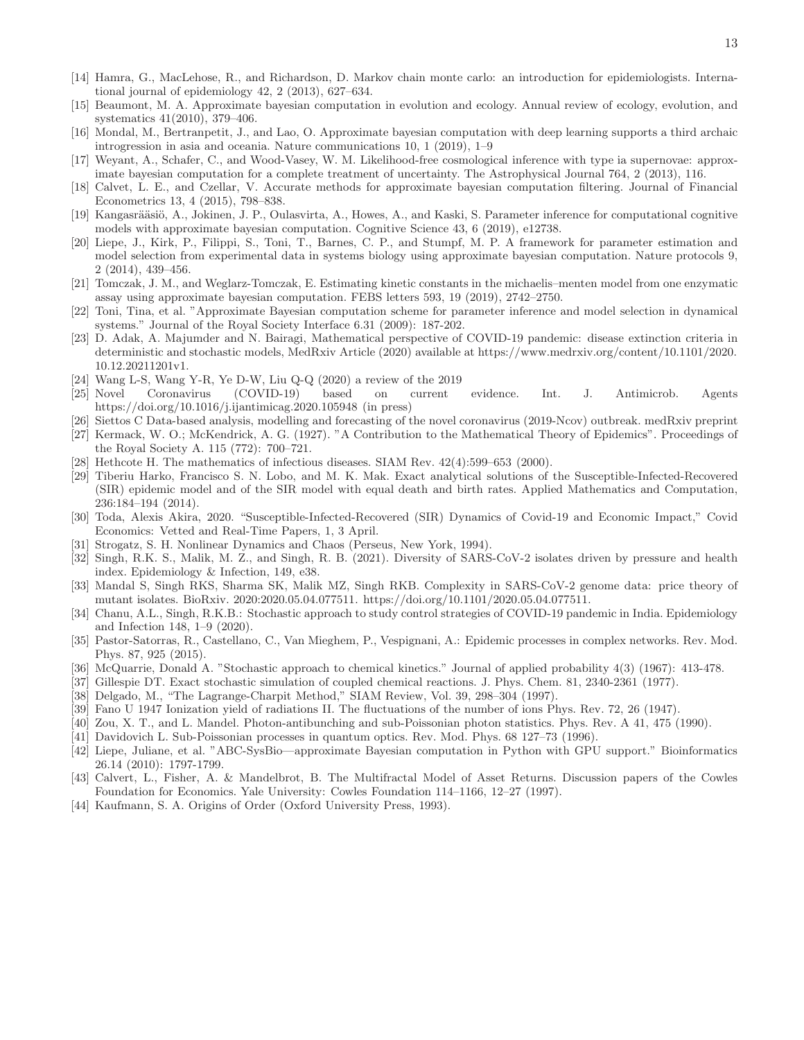[14] Hamra, G., MacLehose, R., and Richardson, D. Markov chain monte carlo: an introduction for epidemiologists. International journal of epidemiology 42, 2 (2013), 627–634.

[15] Beaumont, M. A. Approximate bayesian computation in evolution and ecology. Annual review of ecology, evolution, and systematics 41(2010), 379–406.

[16] Mondal, M., Bertranpetit, J., and Lao, O. Approximate bayesian computation with deep learning supports a third archaic introgression in asia and oceania. Nature communications 10, 1 (2019), 1–9

[17] Weyant, A., Schafer, C., and Wood-Vasey, W. M. Likelihood-free cosmological inference with type ia supernovae: approximate bayesian computation for a complete treatment of uncertainty. The Astrophysical Journal 764, 2 (2013), 116.

[18] Calvet, L. E., and Czellar, V. Accurate methods for approximate bayesian computation filtering. Journal of Financial Econometrics 13, 4 (2015), 798–838.

[19] Kangasrääsiö, A., Jokinen, J. P., Oulasvirta, A., Howes, A., and Kaski, S. Parameter inference for computational cognitive models with approximate bayesian computation. Cognitive Science 43, 6 (2019), e12738.

[20] Liepe, J., Kirk, P., Filippi, S., Toni, T., Barnes, C. P., and Stumpf, M. P. A framework for parameter estimation and model selection from experimental data in systems biology using approximate bayesian computation. Nature protocols 9, 2 (2014), 439–456.

[21] Tomczak, J. M., and Weglarz-Tomczak, E. Estimating kinetic constants in the michaelis–menten model from one enzymatic assay using approximate bayesian computation. FEBS letters 593, 19 (2019), 2742–2750.

[22] Toni, Tina, et al. "Approximate Bayesian computation scheme for parameter inference and model selection in dynamical systems." Journal of the Royal Society Interface 6.31 (2009): 187-202.

[23] D. Adak, A. Majumder and N. Bairagi, Mathematical perspective of COVID-19 pandemic: disease extinction criteria in deterministic and stochastic models, MedRxiv Article (2020) available at https://www.medrxiv.org/content/10.1101/2020.10.12.20211201v1.

[24] Wang L-S, Wang Y-R, Ye D-W, Liu Q-Q (2020) a review of the 2019

[25] Novel Coronavirus (COVID-19) based on current evidence. Int. J. Antimicrob. Agents https://doi.org/10.1016/j.ijantimicag.2020.105948 (in press)

[26] Siettos C Data-based analysis, modelling and forecasting of the novel coronavirus (2019-Ncov) outbreak. medRxiv preprint

[27] Kermack, W. O.; McKendrick, A. G. (1927). "A Contribution to the Mathematical Theory of Epidemics". Proceedings of the Royal Society A. 115 (772): 700–721.

[28] Hethcote H. The mathematics of infectious diseases. SIAM Rev. 42(4):599–653 (2000).

[29] Tiberiu Harko, Francisco S. N. Lobo, and M. K. Mak. Exact analytical solutions of the Susceptible-Infected-Recovered (SIR) epidemic model and of the SIR model with equal death and birth rates. Applied Mathematics and Computation, 236:184–194 (2014).

[30] Toda, Alexis Akira, 2020. "Susceptible-Infected-Recovered (SIR) Dynamics of Covid-19 and Economic Impact," Covid Economics: Vetted and Real-Time Papers, 1, 3 April.

[31] Strogatz, S. H. Nonlinear Dynamics and Chaos (Perseus, New York, 1994).

[32] Singh, R.K. S., Malik, M. Z., and Singh, R. B. (2021). Diversity of SARS-CoV-2 isolates driven by pressure and health index. Epidemiology & Infection, 149, e38.

[33] Mandal S, Singh RKS, Sharma SK, Malik MZ, Singh RKB. Complexity in SARS-CoV-2 genome data: price theory of mutant isolates. BioRxiv. 2020:2020.05.04.077511. https://doi.org/10.1101/2020.05.04.077511.

[34] Chanu, A.L., Singh, R.K.B.: Stochastic approach to study control strategies of COVID-19 pandemic in India. Epidemiology and Infection 148, 1–9 (2020).

[35] Pastor-Satorras, R., Castellano, C., Van Mieghem, P., Vespignani, A.: Epidemic processes in complex networks. Rev. Mod. Phys. 87, 925 (2015).

[36] McQuarrie, Donald A. "Stochastic approach to chemical kinetics." Journal of applied probability 4(3) (1967): 413-478.

[37] Gillespie DT. Exact stochastic simulation of coupled chemical reactions. J. Phys. Chem. 81, 2340-2361 (1977).

[38] Delgado, M., "The Lagrange-Charpit Method," SIAM Review, Vol. 39, 298–304 (1997).

[39] Fano U 1947 Ionization yield of radiations II. The fluctuations of the number of ions Phys. Rev. 72, 26 (1947).

[40] Zou, X. T., and L. Mandel. Photon-antibunching and sub-Poissonian photon statistics. Phys. Rev. A 41, 475 (1990).

[41] Davidovich L. Sub-Poissonian processes in quantum optics. Rev. Mod. Phys. 68 127–73 (1996).

[42] Liepe, Juliane, et al. "ABC-SysBio—approximate Bayesian computation in Python with GPU support." Bioinformatics 26.14 (2010): 1797-1799.

[43] Calvert, L., Fisher, A. & Mandelbrot, B. The Multifractal Model of Asset Returns. Discussion papers of the Cowles Foundation for Economics. Yale University: Cowles Foundation 114–1166, 12–27 (1997).

[44] Kaufmann, S. A. Origins of Order (Oxford University Press, 1993).